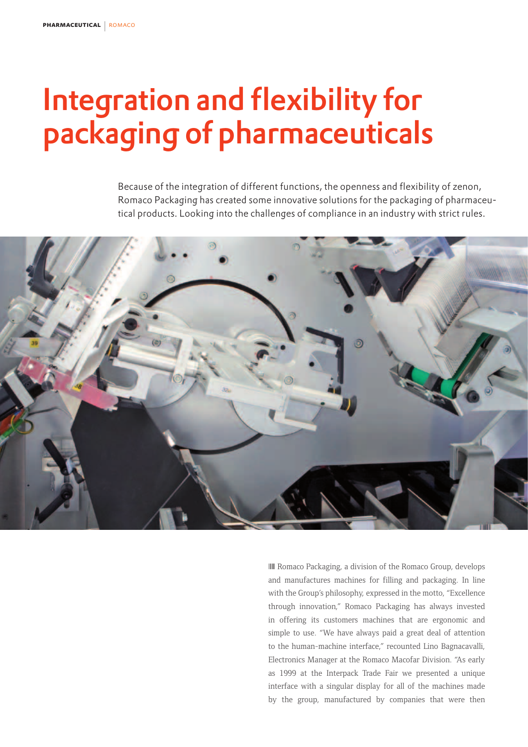# Integration and flexibility for packaging of pharmaceuticals

Because of the integration of different functions, the openness and flexibility of zenon, Romaco Packaging has created some innovative solutions for the packaging of pharmaceutical products. Looking into the challenges of compliance in an industry with strict rules.

Romaco Packaging, a division of the Romaco Group, develops and manufactures machines for filling and packaging. In line with the Group's philosophy, expressed in the motto, "Excellence through innovation," Romaco Packaging has always invested in offering its customers machines that are ergonomic and simple to use. "We have always paid a great deal of attention to the human-machine interface," recounted Lino Bagnacavalli, Electronics Manager at the Romaco Macofar Division. "As early as 1999 at the Interpack Trade Fair we presented a unique interface with a singular display for all of the machines made by the group, manufactured by companies that were then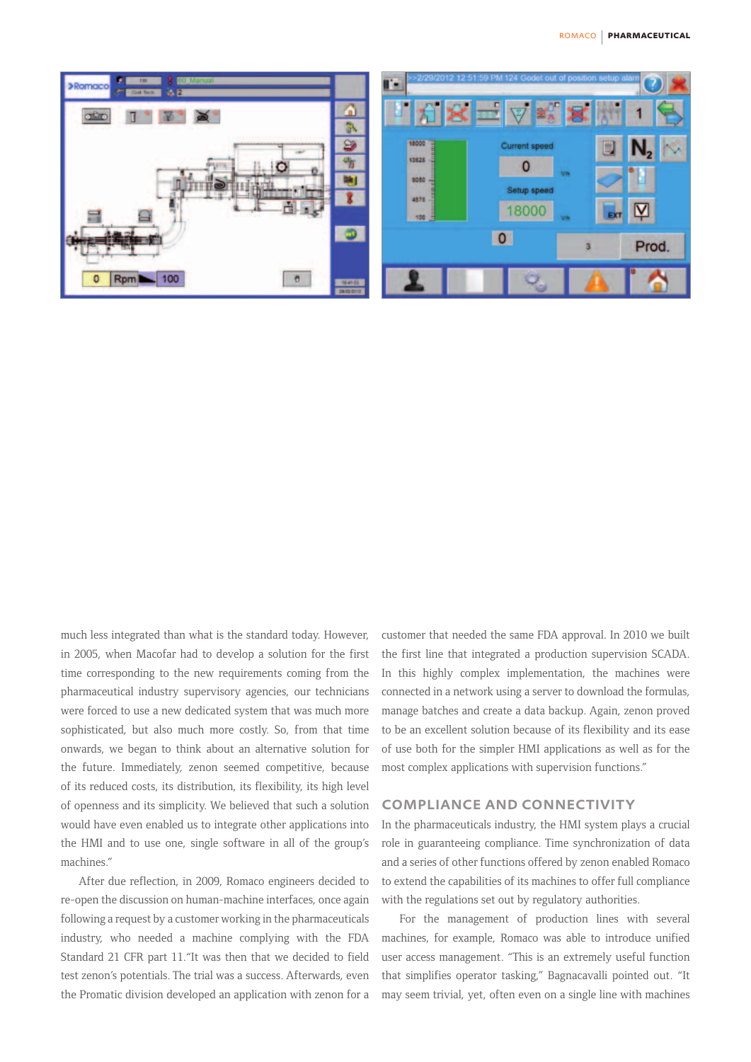much less integrated than what is the standard today. However, in 2005, when Macofar had to develop a solution for the first time corresponding to the new requirements coming from the pharmaceutical industry supervisory agencies, our technicians were forced to use a new dedicated system that was much more sophisticated, but also much more costly. So, from that time onwards, we began to think about an alternative solution for the future. Immediately, zenon seemed competitive, because of its reduced costs, its distribution, its flexibility, its high level of openness and its simplicity. We believed that such a solution would have even enabled us to integrate other applications into the HMI and to use one, single software in all of the group's machines."

After due reflection, in 2009, Romaco engineers decided to re-open the discussion on human-machine interfaces, once again following a request by a customer working in the pharmaceuticals industry, who needed a machine complying with the FDA Standard 21 CFR part 11."It was then that we decided to field test zenon's potentials. The trial was a success. Afterwards, even the Promatic division developed an application with zenon for a customer that needed the same FDA approval. In 2010 we built the first line that integrated a production supervision SCADA. In this highly complex implementation, the machines were connected in a network using a server to download the formulas, manage batches and create a data backup. Again, zenon proved to be an excellent solution because of its flexibility and its ease of use both for the simpler HMI applications as well as for the most complex applications with supervision functions."

## COMPLIANCE AND CONNECTIVITY

In the pharmaceuticals industry, the HMI system plays a crucial role in guaranteeing compliance. Time synchronization of data and a series of other functions offered by zenon enabled Romaco to extend the capabilities of its machines to offer full compliance with the regulations set out by regulatory authorities.

For the management of production lines with several machines, for example, Romaco was able to introduce unified user access management. "This is an extremely useful function that simplifies operator tasking," Bagnacavalli pointed out. "It may seem trivial, yet, often even on a single line with machines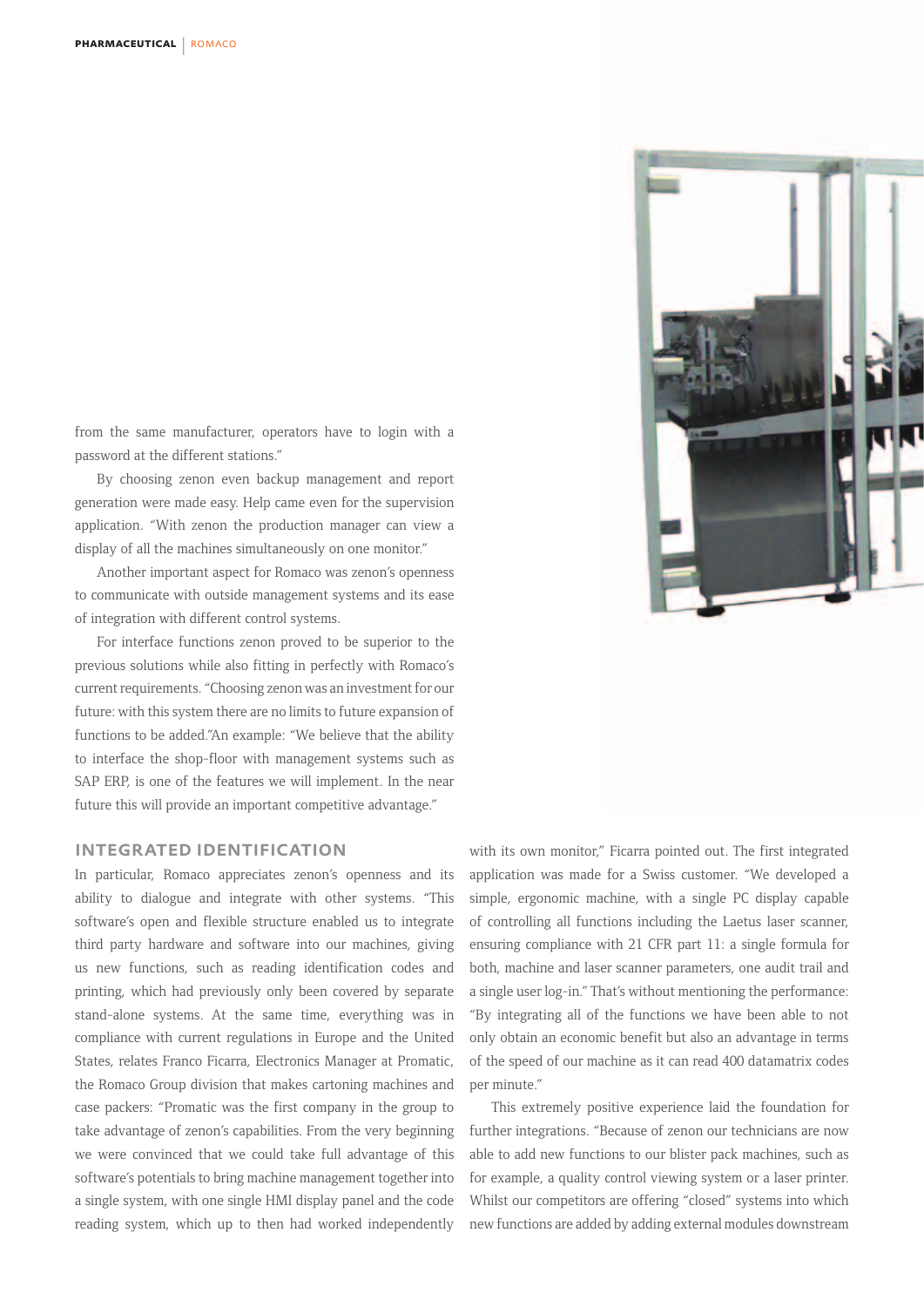from the same manufacturer, operators have to login with a password at the different stations."

By choosing zenon even backup management and report generation were made easy. Help came even for the supervision application. "With zenon the production manager can view a display of all the machines simultaneously on one monitor."

Another important aspect for Romaco was zenon's openness to communicate with outside management systems and its ease of integration with different control systems.

For interface functions zenon proved to be superior to the previous solutions while also fitting in perfectly with Romaco's current requirements. "Choosing zenon was an investment for our future: with this system there are no limits to future expansion of functions to be added."An example: "We believe that the ability to interface the shop-floor with management systems such as SAP ERP, is one of the features we will implement. In the near future this will provide an important competitive advantage."

## INTEGRATED IDENTIFICATION

In particular, Romaco appreciates zenon's openness and its ability to dialogue and integrate with other systems. "This software's open and flexible structure enabled us to integrate third party hardware and software into our machines, giving us new functions, such as reading identification codes and printing, which had previously only been covered by separate stand-alone systems. At the same time, everything was in compliance with current regulations in Europe and the United States, relates Franco Ficarra, Electronics Manager at Promatic, the Romaco Group division that makes cartoning machines and case packers: "Promatic was the first company in the group to take advantage of zenon's capabilities. From the very beginning we were convinced that we could take full advantage of this software's potentials to bring machine management together into a single system, with one single HMI display panel and the code reading system, which up to then had worked independently with its own monitor," Ficarra pointed out. The first integrated application was made for a Swiss customer. "We developed a simple, ergonomic machine, with a single PC display capable of controlling all functions including the Laetus laser scanner, ensuring compliance with 21 CFR part 11: a single formula for both, machine and laser scanner parameters, one audit trail and a single user log-in." That's without mentioning the performance: "By integrating all of the functions we have been able to not only obtain an economic benefit but also an advantage in terms of the speed of our machine as it can read 400 datamatrix codes per minute."

This extremely positive experience laid the foundation for further integrations. "Because of zenon our technicians are now able to add new functions to our blister pack machines, such as for example, a quality control viewing system or a laser printer. Whilst our competitors are offering "closed" systems into which new functions are added by adding external modules downstream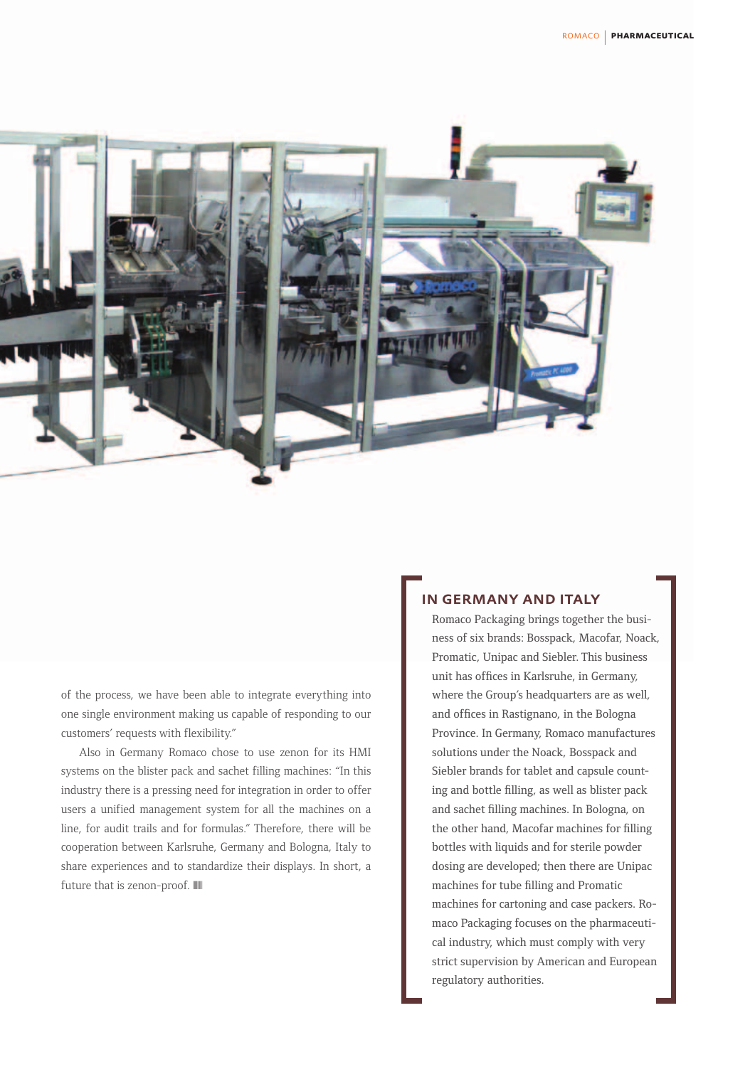of the process, we have been able to integrate everything into one single environment making us capable of responding to our customers' requests with flexibility."

Also in Germany Romaco chose to use zenon for its HMI systems on the blister pack and sachet filling machines: "In this industry there is a pressing need for integration in order to offer users a unified management system for all the machines on a line, for audit trails and for formulas." Therefore, there will be cooperation between Karlsruhe, Germany and Bologna, Italy to share experiences and to standardize their displays. In short, a future that is zenon-proof.

## IN GERMANY AND ITALY

Romaco Packaging brings together the business of six brands: Bosspack, Macofar, Noack, Promatic, Unipac and Siebler. This business unit has offices in Karlsruhe, in Germany, where the Group's headquarters are as well, and offices in Rastignano, in the Bologna Province. In Germany, Romaco manufactures solutions under the Noack, Bosspack and Siebler brands for tablet and capsule counting and bottle filling, as well as blister pack and sachet filling machines. In Bologna, on the other hand, Macofar machines for filling bottles with liquids and for sterile powder dosing are developed; then there are Unipac machines for tube filling and Promatic machines for cartoning and case packers. Romaco Packaging focuses on the pharmaceutical industry, which must comply with very strict supervision by American and European regulatory authorities.